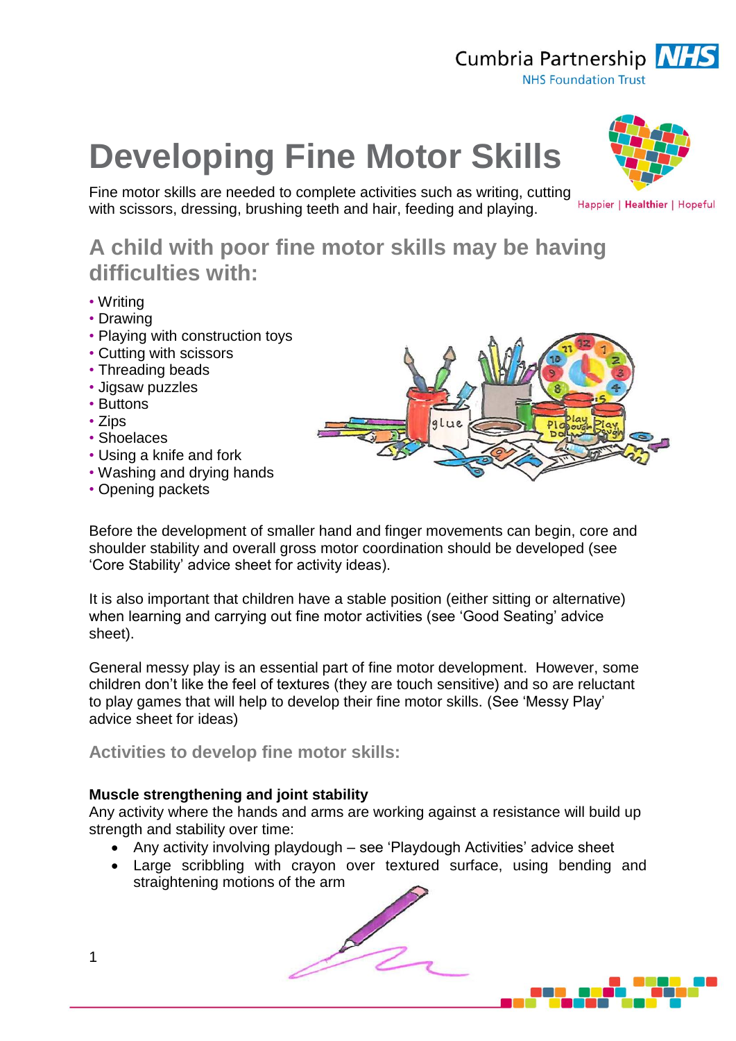# Developing Fine Motor Skills

Fine motor skills are needed to complete activities such as writing, cutting with scissors, dressing, brushing teeth and hair, feeding and playing.

## A child with poor fine motor skills may be having difficulties with:

- Writing
- Drawing
- Playing with construction toys
- Cutting with scissors
- Threading beads
- Jigsaw puzzles
- Buttons
- Zips
- Shoelaces
- Using a knife and fork
- Washing and drying hands
- Opening packets

Before the development of smaller hand and finger movements can begin, core and shoulder stability and overall gross motor coordination should be developed (see 'Core Stability' advice sheet for activity ideas).

It is also important that children have a stable position (either sitting or alternative) when learning and carrying out fine motor activities (see 'Good Seating' advice sheet).

General messy play is an essential part of fine motor development. However, some children don't like the feel of textures (they are touch sensitive) and so are reluctant to play games that will help to develop their fine motor skills. (See 'Messy Play' advice sheet for ideas)

### Activities to develop fine motor skills:

**Muscle strengthening and joint stability**

Any activity where the hands and arms are working against a resistance will build up strength and stability over time:

- Any activity involving playdough – see 'Playdough Activities' advice sheet
- Large scribbling with crayon over textured surface, using bending and straightening motions of the arm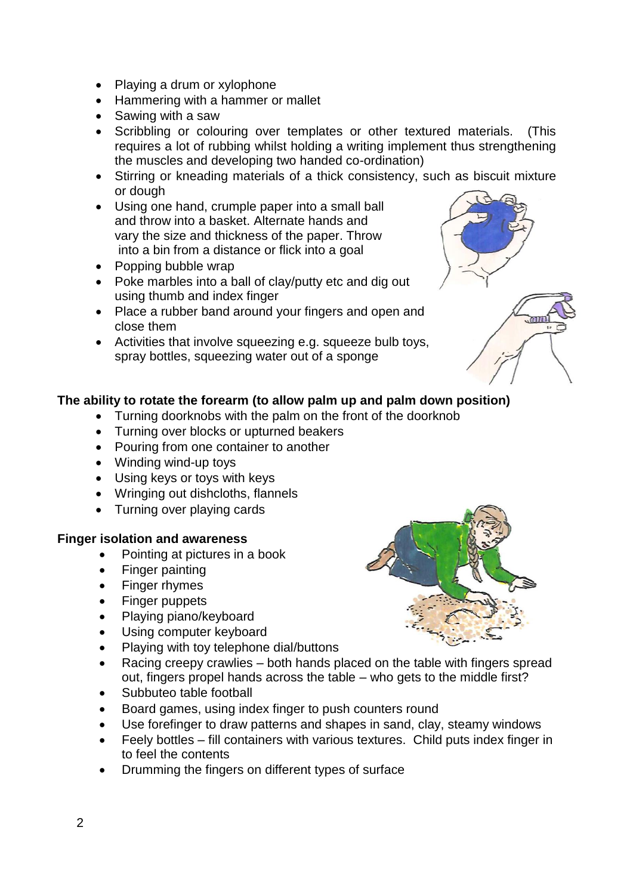- Playing a drum or xylophone
- Hammering with a hammer or mallet
- Sawing with a saw
- Scribbling or colouring over templates or other textured materials. (This requires a lot of rubbing whilst holding a writing implement thus strengthening the muscles and developing two handed co-ordination)
- Stirring or kneading materials of a thick consistency, such as biscuit mixture or dough
- Using one hand, crumple paper into a small ball and throw into a basket. Alternate hands and vary the size and thickness of the paper. Throw into a bin from a distance or flick into a goal
- Popping bubble wrap
- Poke marbles into a ball of clay/putty etc and dig out using thumb and index finger
- Place a rubber band around your fingers and open and close them
- Activities that involve squeezing e.g. squeeze bulb toys, spray bottles, squeezing water out of a sponge

**The ability to rotate the forearm (to allow palm up and palm down position)**

- Turning doorknobs with the palm on the front of the doorknob
- Turning over blocks or upturned beakers
- Pouring from one container to another
- Winding wind-up toys
- Using keys or toys with keys
- Wringing out dishcloths, flannels
- Turning over playing cards

**Finger isolation and awareness**

- Pointing at pictures in a book
- Finger painting
- Finger rhymes
- Finger puppets
- Playing piano/keyboard
- Using computer keyboard
- Playing with toy telephone dial/buttons
- Racing creepy crawlies – both hands placed on the table with fingers spread out, fingers propel hands across the table – who gets to the middle first?
- Subbuteo table football
- Board games, using index finger to push counters round
- Use forefinger to draw patterns and shapes in sand, clay, steamy windows
- Feely bottles – fill containers with various textures. Child puts index finger in to feel the contents
- Drumming the fingers on different types of surface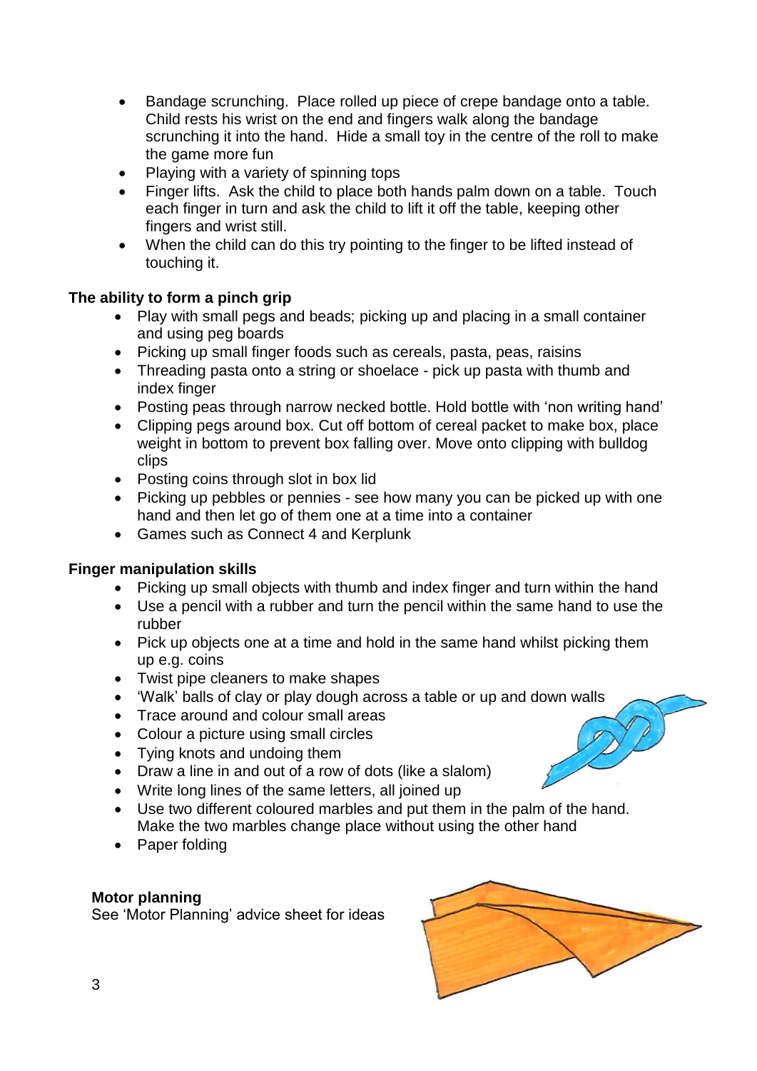- Bandage scrunching. Place rolled up piece of crepe bandage onto a table. Child rests his wrist on the end and fingers walk along the bandage scrunching it into the hand. Hide a small toy in the centre of the roll to make the game more fun
- Playing with a variety of spinning tops
- Finger lifts. Ask the child to place both hands palm down on a table. Touch each finger in turn and ask the child to lift it off the table, keeping other fingers and wrist still.
- When the child can do this try pointing to the finger to be lifted instead of touching it.

**The ability to form a pinch grip**

- Play with small pegs and beads; picking up and placing in a small container and using peg boards
- Picking up small finger foods such as cereals, pasta, peas, raisins
- Threading pasta onto a string or shoelace - pick up pasta with thumb and index finger
- Posting peas through narrow necked bottle. Hold bottle with 'non writing hand'
- Clipping pegs around box. Cut off bottom of cereal packet to make box, place weight in bottom to prevent box falling over. Move onto clipping with bulldog clips
- Posting coins through slot in box lid
- Picking up pebbles or pennies - see how many you can be picked up with one hand and then let go of them one at a time into a container
- Games such as Connect 4 and Kerplunk

**Finger manipulation skills**

- Picking up small objects with thumb and index finger and turn within the hand
- Use a pencil with a rubber and turn the pencil within the same hand to use the rubber
- Pick up objects one at a time and hold in the same hand whilst picking them up e.g. coins
- Twist pipe cleaners to make shapes
- 'Walk' balls of clay or play dough across a table or up and down walls
- Trace around and colour small areas
- Colour a picture using small circles
- Tying knots and undoing them
- Draw a line in and out of a row of dots (like a slalom)
- Write long lines of the same letters, all joined up
- Use two different coloured marbles and put them in the palm of the hand. Make the two marbles change place without using the other hand
- Paper folding

**Motor planning**

See 'Motor Planning' advice sheet for ideas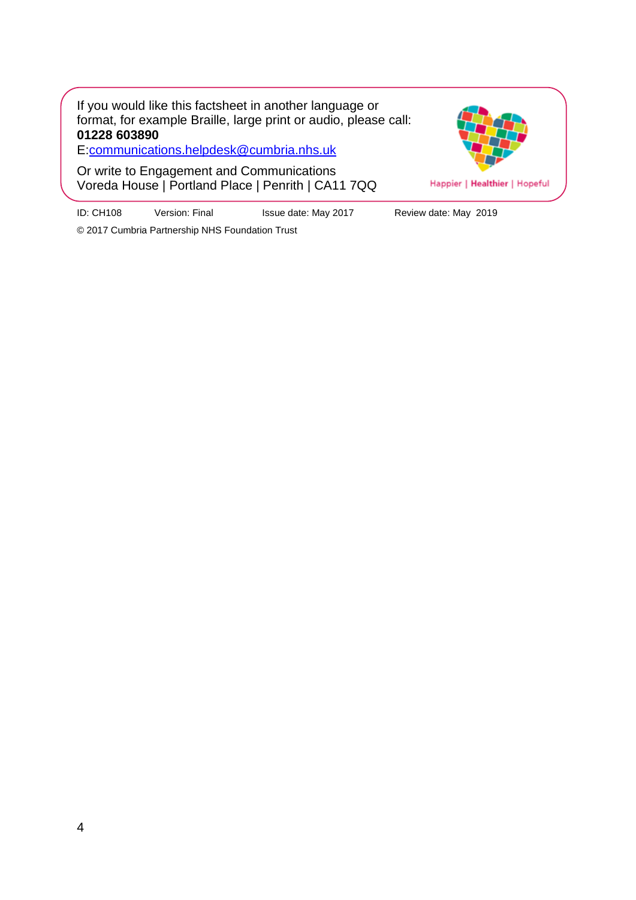If you would like this factsheet in another language or format, for example Braille, large print or audio, please call:
**01228 603890**
E:[communications.helpdesk@cumbria.nhs.uk](mailto:communications.helpdesk@cumbria.nhs.uk)

Or write to Engagement and Communications
Voreda House | Portland Place | Penrith | CA11 7QQ

Happier | **Healthier** | Hopeful

ID: CH108 Version: Final Issue date: May 2017 Review date: May 2019

© 2017 Cumbria Partnership NHS Foundation Trust